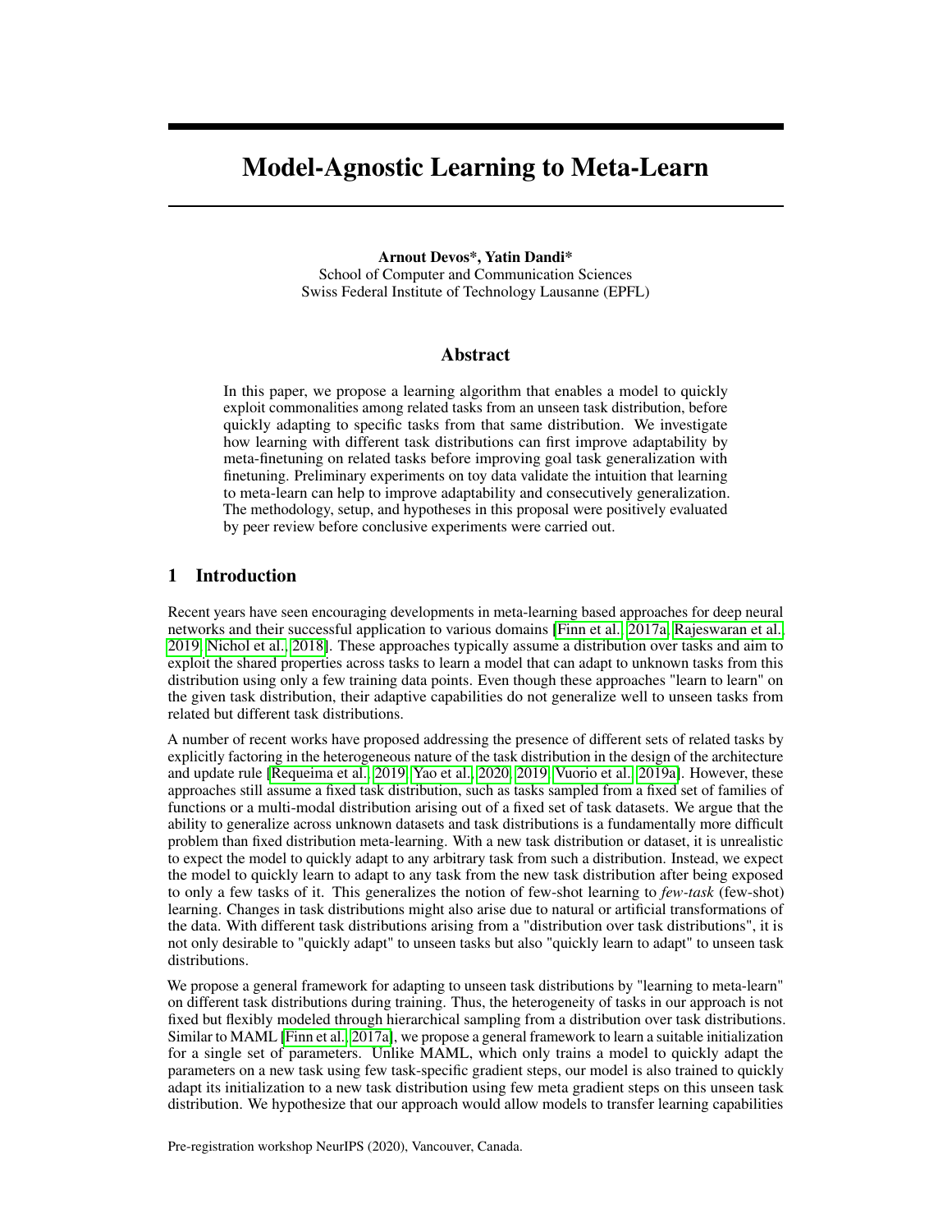# Model-Agnostic Learning to Meta-Learn

**Arnout Devos\*, Yatin Dandi\***
School of Computer and Communication Sciences
Swiss Federal Institute of Technology Lausanne (EPFL)

## Abstract

In this paper, we propose a learning algorithm that enables a model to quickly exploit commonalities among related tasks from an unseen task distribution, before quickly adapting to specific tasks from that same distribution. We investigate how learning with different task distributions can first improve adaptability by meta-finetuning on related tasks before improving goal task generalization with finetuning. Preliminary experiments on toy data validate the intuition that learning to meta-learn can help to improve adaptability and consecutively generalization. The methodology, setup, and hypotheses in this proposal were positively evaluated by peer review before conclusive experiments were carried out.

## 1 Introduction

Recent years have seen encouraging developments in meta-learning based approaches for deep neural networks and their successful application to various domains [Finn et al., 2017a, Rajeswaran et al., 2019, Nichol et al., 2018]. These approaches typically assume a distribution over tasks and aim to exploit the shared properties across tasks to learn a model that can adapt to unknown tasks from this distribution using only a few training data points. Even though these approaches "learn to learn" on the given task distribution, their adaptive capabilities do not generalize well to unseen tasks from related but different task distributions.

A number of recent works have proposed addressing the presence of different sets of related tasks by explicitly factoring in the heterogeneous nature of the task distribution in the design of the architecture and update rule [Requeima et al., 2019, Yao et al., 2020, 2019, Vuorio et al., 2019a]. However, these approaches still assume a fixed task distribution, such as tasks sampled from a fixed set of families of functions or a multi-modal distribution arising out of a fixed set of task datasets. We argue that the ability to generalize across unknown datasets and task distributions is a fundamentally more difficult problem than fixed distribution meta-learning. With a new task distribution or dataset, it is unrealistic to expect the model to quickly adapt to any arbitrary task from such a distribution. Instead, we expect the model to quickly learn to adapt to any task from the new task distribution after being exposed to only a few tasks of it. This generalizes the notion of few-shot learning to *few-task* (few-shot) learning. Changes in task distributions might also arise due to natural or artificial transformations of the data. With different task distributions arising from a "distribution over task distributions", it is not only desirable to "quickly adapt" to unseen tasks but also "quickly learn to adapt" to unseen task distributions.

We propose a general framework for adapting to unseen task distributions by "learning to meta-learn" on different task distributions during training. Thus, the heterogeneity of tasks in our approach is not fixed but flexibly modeled through hierarchical sampling from a distribution over task distributions. Similar to MAML [Finn et al., 2017a], we propose a general framework to learn a suitable initialization for a single set of parameters. Unlike MAML, which only trains a model to quickly adapt the parameters on a new task using few task-specific gradient steps, our model is also trained to quickly adapt its initialization to a new task distribution using few meta gradient steps on this unseen task distribution. We hypothesize that our approach would allow models to transfer learning capabilities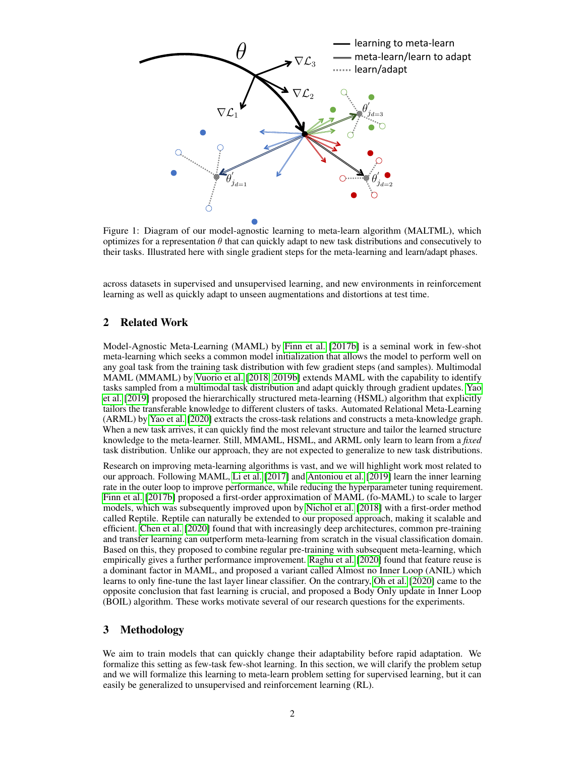Figure 1: Diagram of our model-agnostic learning to meta-learn algorithm (MALTML), which optimizes for a representation $\theta$ that can quickly adapt to new task distributions and consecutively to their tasks. Illustrated here with single gradient steps for the meta-learning and learn/adapt phases.

across datasets in supervised and unsupervised learning, and new environments in reinforcement learning as well as quickly adapt to unseen augmentations and distortions at test time.

## 2 Related Work

Model-Agnostic Meta-Learning (MAML) by Finn et al. [2017b] is a seminal work in few-shot meta-learning which seeks a common model initialization that allows the model to perform well on any goal task from the training task distribution with few gradient steps (and samples). Multimodal MAML (MMAML) by Vuorio et al. [2018, 2019b] extends MAML with the capability to identify tasks sampled from a multimodal task distribution and adapt quickly through gradient updates. Yao et al. [2019] proposed the hierarchically structured meta-learning (HSML) algorithm that explicitly tailors the transferable knowledge to different clusters of tasks. Automated Relational Meta-Learning (ARML) by Yao et al. [2020] extracts the cross-task relations and constructs a meta-knowledge graph. When a new task arrives, it can quickly find the most relevant structure and tailor the learned structure knowledge to the meta-learner. Still, MMAML, HSML, and ARML only learn to learn from a *fixed* task distribution. Unlike our approach, they are not expected to generalize to new task distributions.

Research on improving meta-learning algorithms is vast, and we will highlight work most related to our approach. Following MAML, Li et al. [2017] and Antoniou et al. [2019] learn the inner learning rate in the outer loop to improve performance, while reducing the hyperparameter tuning requirement. Finn et al. [2017b] proposed a first-order approximation of MAML (fo-MAML) to scale to larger models, which was subsequently improved upon by Nichol et al. [2018] with a first-order method called Reptile. Reptile can naturally be extended to our proposed approach, making it scalable and efficient. Chen et al. [2020] found that with increasingly deep architectures, common pre-training and transfer learning can outperform meta-learning from scratch in the visual classification domain. Based on this, they proposed to combine regular pre-training with subsequent meta-learning, which empirically gives a further performance improvement. Raghu et al. [2020] found that feature reuse is a dominant factor in MAML, and proposed a variant called Almost no Inner Loop (ANIL) which learns to only fine-tune the last layer linear classifier. On the contrary, Oh et al. [2020] came to the opposite conclusion that fast learning is crucial, and proposed a Body Only update in Inner Loop (BOIL) algorithm. These works motivate several of our research questions for the experiments.

## 3 Methodology

We aim to train models that can quickly change their adaptability before rapid adaptation. We formalize this setting as few-task few-shot learning. In this section, we will clarify the problem setup and we will formalize this learning to meta-learn problem setting for supervised learning, but it can easily be generalized to unsupervised and reinforcement learning (RL).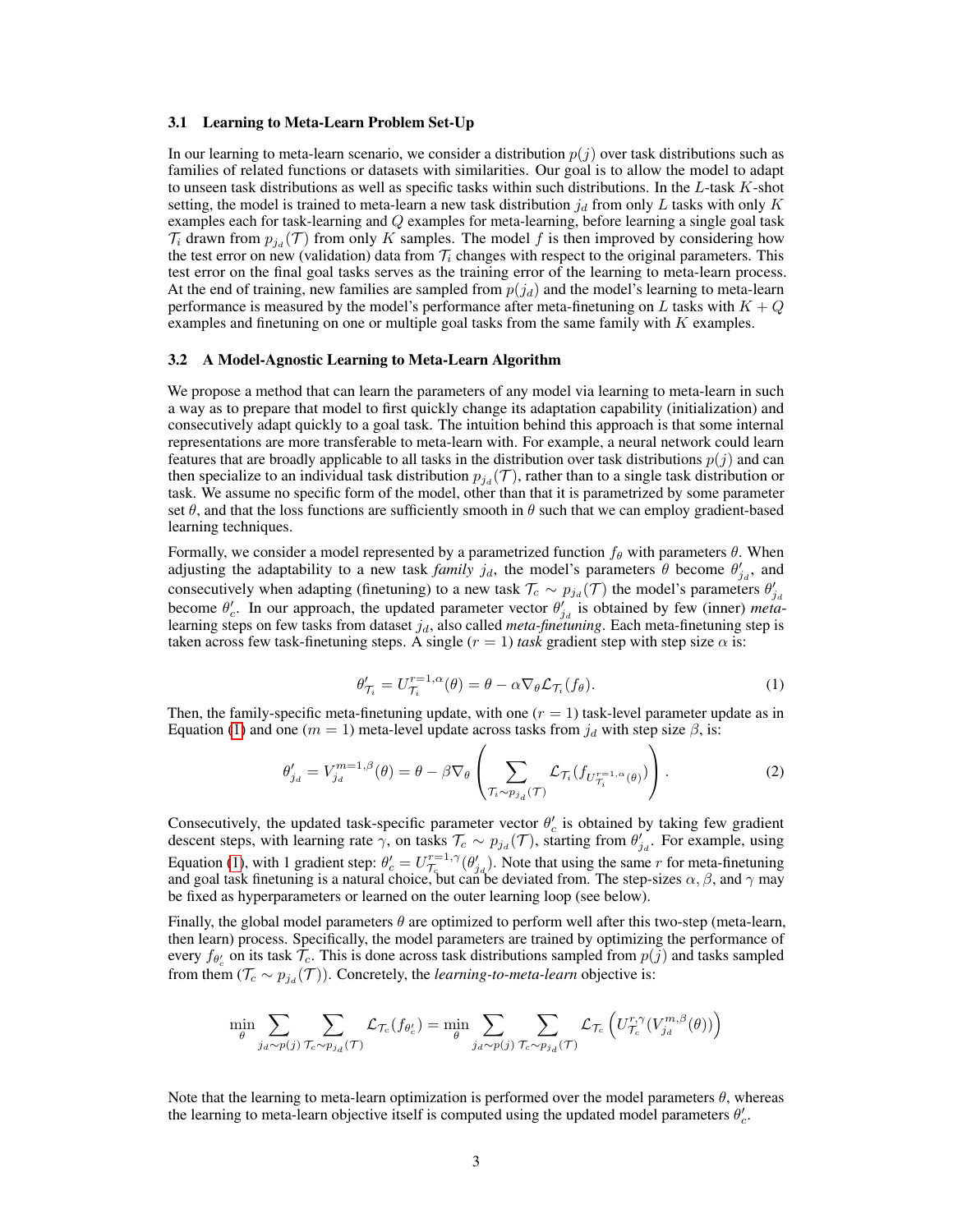### 3.1 Learning to Meta-Learn Problem Set-Up

In our learning to meta-learn scenario, we consider a distribution $p(j)$ over task distributions such as families of related functions or datasets with similarities. Our goal is to allow the model to adapt to unseen task distributions as well as specific tasks within such distributions. In the $L$-task $K$-shot setting, the model is trained to meta-learn a new task distribution $j_d$ from only $L$ tasks with only $K$ examples each for task-learning and $Q$ examples for meta-learning, before learning a single goal task $\mathcal{T}_i$ drawn from $p_{j_d}(\mathcal{T})$ from only $K$ samples. The model $f$ is then improved by considering how the test error on new (validation) data from $\mathcal{T}_i$ changes with respect to the original parameters. This test error on the final goal tasks serves as the training error of the learning to meta-learn process. At the end of training, new families are sampled from $p(j_d)$ and the model's learning to meta-learn performance is measured by the model's performance after meta-finetuning on $L$ tasks with $K + Q$ examples and finetuning on one or multiple goal tasks from the same family with $K$ examples.

### 3.2 A Model-Agnostic Learning to Meta-Learn Algorithm

We propose a method that can learn the parameters of any model via learning to meta-learn in such a way as to prepare that model to first quickly change its adaptation capability (initialization) and consecutively adapt quickly to a goal task. The intuition behind this approach is that some internal representations are more transferable to meta-learn with. For example, a neural network could learn features that are broadly applicable to all tasks in the distribution over task distributions $p(j)$ and can then specialize to an individual task distribution $p_{j_d}(\mathcal{T})$, rather than to a single task distribution or task. We assume no specific form of the model, other than that it is parametrized by some parameter set $\theta$, and that the loss functions are sufficiently smooth in $\theta$ such that we can employ gradient-based learning techniques.

Formally, we consider a model represented by a parametrized function $f_\theta$ with parameters $\theta$. When adjusting the adaptability to a new task *family* $j_d$, the model's parameters $\theta$ become $\theta'_{j_d}$, and consecutively when adapting (finetuning) to a new task $\mathcal{T}_c \sim p_{j_d}(\mathcal{T})$ the model's parameters $\theta'_{j_d}$ become $\theta'_c$. In our approach, the updated parameter vector $\theta'_{j_d}$ is obtained by few (inner) *meta-learning* steps on few tasks from dataset $j_d$, also called *meta-finetuning*. Each meta-finetuning step is taken across few task-finetuning steps. A single ($r = 1$) *task* gradient step with step size $\alpha$ is:

$$\theta'_{\mathcal{T}_i} = U^{r=1,\alpha}_{\mathcal{T}_i}(\theta) = \theta - \alpha \nabla_\theta \mathcal{L}_{\mathcal{T}_i}(f_\theta). \tag{1}$$

Then, the family-specific meta-finetuning update, with one ($r = 1$) task-level parameter update as in Equation (1) and one ($m = 1$) meta-level update across tasks from $j_d$ with step size $\beta$, is:

$$\theta'_{j_d} = V^{m=1,\beta}_{j_d}(\theta) = \theta - \beta \nabla_\theta \left( \sum_{\mathcal{T}_i \sim p_{j_d}(\mathcal{T})} \mathcal{L}_{\mathcal{T}_i}(f_{U^{r=1,\alpha}_{\mathcal{T}_i}(\theta)}) \right). \tag{2}$$

Consecutively, the updated task-specific parameter vector $\theta'_c$ is obtained by taking few gradient descent steps, with learning rate $\gamma$, on tasks $\mathcal{T}_c \sim p_{j_d}(\mathcal{T})$, starting from $\theta'_{j_d}$. For example, using Equation (1), with 1 gradient step: $\theta'_c = U^{r=1,\gamma}_{\mathcal{T}_c}(\theta'_{j_d})$. Note that using the same $r$ for meta-finetuning and goal task finetuning is a natural choice, but can be deviated from. The step-sizes $\alpha, \beta$, and $\gamma$ may be fixed as hyperparameters or learned on the outer learning loop (see below).

Finally, the global model parameters $\theta$ are optimized to perform well after this two-step (meta-learn, then learn) process. Specifically, the model parameters are trained by optimizing the performance of every $f_{\theta'_c}$ on its task $\mathcal{T}_c$. This is done across task distributions sampled from $p(j)$ and tasks sampled from them ($\mathcal{T}_c \sim p_{j_d}(\mathcal{T})$). Concretely, the *learning-to-meta-learn* objective is:

$$\min_\theta \sum_{j_d \sim p(j)} \sum_{\mathcal{T}_c \sim p_{j_d}(\mathcal{T})} \mathcal{L}_{\mathcal{T}_c}(f_{\theta'_c}) = \min_\theta \sum_{j_d \sim p(j)} \sum_{\mathcal{T}_c \sim p_{j_d}(\mathcal{T})} \mathcal{L}_{\mathcal{T}_c} \left( U^{r,\gamma}_{\mathcal{T}_c}(V^{m,\beta}_{j_d}(\theta)) \right)$$

Note that the learning to meta-learn optimization is performed over the model parameters $\theta$, whereas the learning to meta-learn objective itself is computed using the updated model parameters $\theta'_c$.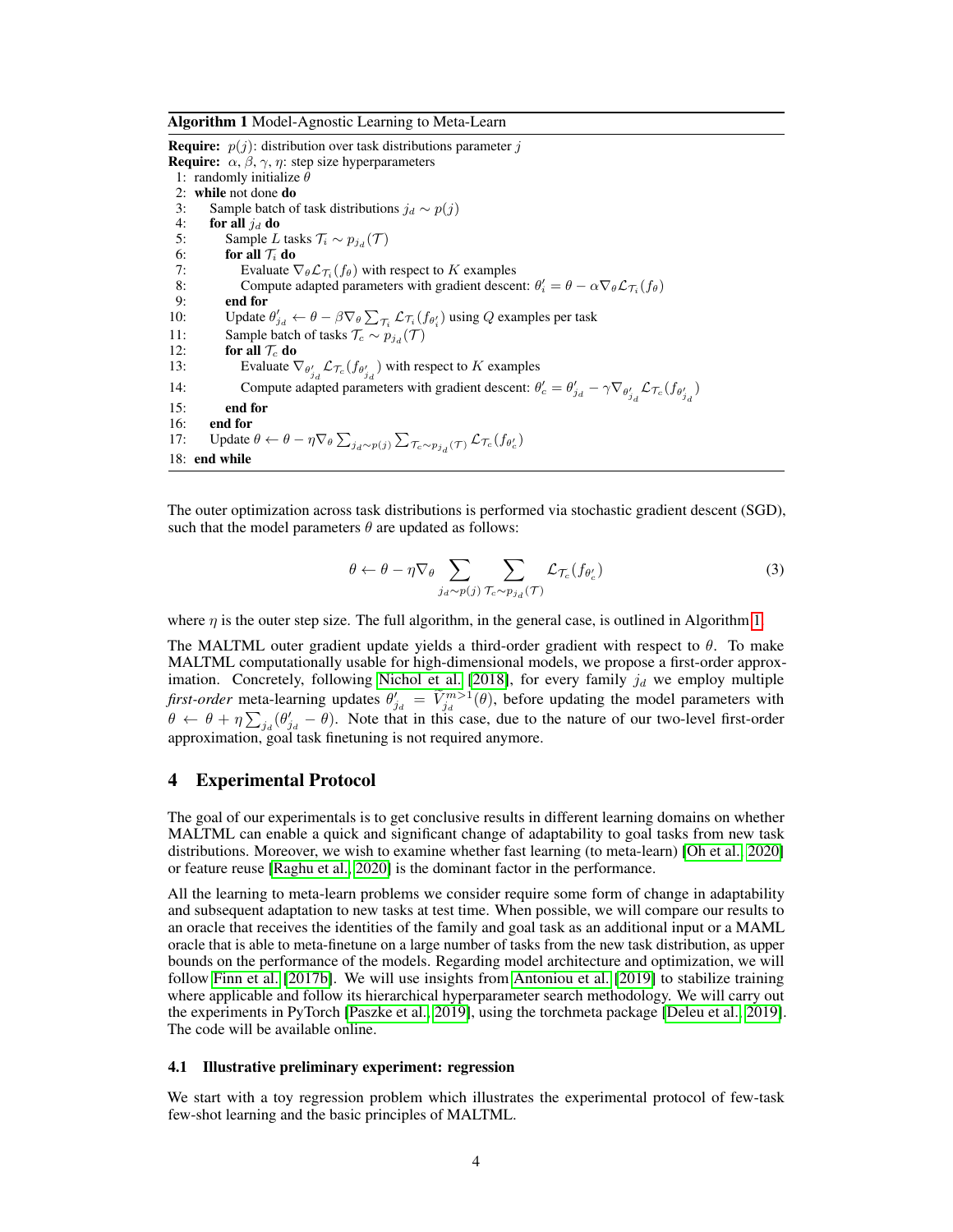**Algorithm 1** Model-Agnostic Learning to Meta-Learn

**Require:** $p(j)$: distribution over task distributions parameter $j$
**Require:** $\alpha$, $\beta$, $\gamma$, $\eta$: step size hyperparameters

```
1:  randomly initialize θ
2:  while not done do
3:      Sample batch of task distributions j_d ~ p(j)
4:      for all j_d do
5:          Sample L tasks T_i ~ p_{j_d}(T)
6:          for all T_i do
7:              Evaluate ∇_θ L_{T_i}(f_θ) with respect to K examples
8:              Compute adapted parameters with gradient descent: θ'_i = θ − α∇_θ L_{T_i}(f_θ)
9:          end for
10:         Update θ'_{j_d} ← θ − β∇_θ Σ_{T_i} L_{T_i}(f_{θ'_i}) using Q examples per task
11:         Sample batch of tasks T_c ~ p_{j_d}(T)
12:         for all T_c do
13:             Evaluate ∇_{θ'_{j_d}} L_{T_c}(f_{θ'_{j_d}}) with respect to K examples
14:             Compute adapted parameters with gradient descent: θ'_c = θ'_{j_d} − γ∇_{θ'_{j_d}} L_{T_c}(f_{θ'_{j_d}})
15:         end for
16:     end for
17:     Update θ ← θ − η∇_θ Σ_{j_d~p(j)} Σ_{T_c~p_{j_d}(T)} L_{T_c}(f_{θ'_c})
18: end while
```

The outer optimization across task distributions is performed via stochastic gradient descent (SGD), such that the model parameters $\theta$ are updated as follows:

$$\theta \leftarrow \theta - \eta \nabla_\theta \sum_{j_d \sim p(j)} \sum_{\mathcal{T}_c \sim p_{j_d}(\mathcal{T})} \mathcal{L}_{\mathcal{T}_c}(f_{\theta'_c}) \tag{3}$$

where $\eta$ is the outer step size. The full algorithm, in the general case, is outlined in Algorithm 1.

The MALTML outer gradient update yields a third-order gradient with respect to $\theta$. To make MALTML computationally usable for high-dimensional models, we propose a first-order approximation. Concretely, following Nichol et al. [2018], for every family $j_d$ we employ multiple *first-order* meta-learning updates $\theta'_{j_d} = V^{m>1}_{j_d}(\theta)$, before updating the model parameters with $\theta \leftarrow \theta + \eta \sum_{j_d}(\theta'_{j_d} - \theta)$. Note that in this case, due to the nature of our two-level first-order approximation, goal task finetuning is not required anymore.

## 4 Experimental Protocol

The goal of our experimentals is to get conclusive results in different learning domains on whether MALTML can enable a quick and significant change of adaptability to goal tasks from new task distributions. Moreover, we wish to examine whether fast learning (to meta-learn) [Oh et al., 2020] or feature reuse [Raghu et al., 2020] is the dominant factor in the performance.

All the learning to meta-learn problems we consider require some form of change in adaptability and subsequent adaptation to new tasks at test time. When possible, we will compare our results to an oracle that receives the identities of the family and goal task as an additional input or a MAML oracle that is able to meta-finetune on a large number of tasks from the new task distribution, as upper bounds on the performance of the models. Regarding model architecture and optimization, we will follow Finn et al. [2017b]. We will use insights from Antoniou et al. [2019] to stabilize training where applicable and follow its hierarchical hyperparameter search methodology. We will carry out the experiments in PyTorch [Paszke et al., 2019], using the torchmeta package [Deleu et al., 2019]. The code will be available online.

### 4.1 Illustrative preliminary experiment: regression

We start with a toy regression problem which illustrates the experimental protocol of few-task few-shot learning and the basic principles of MALTML.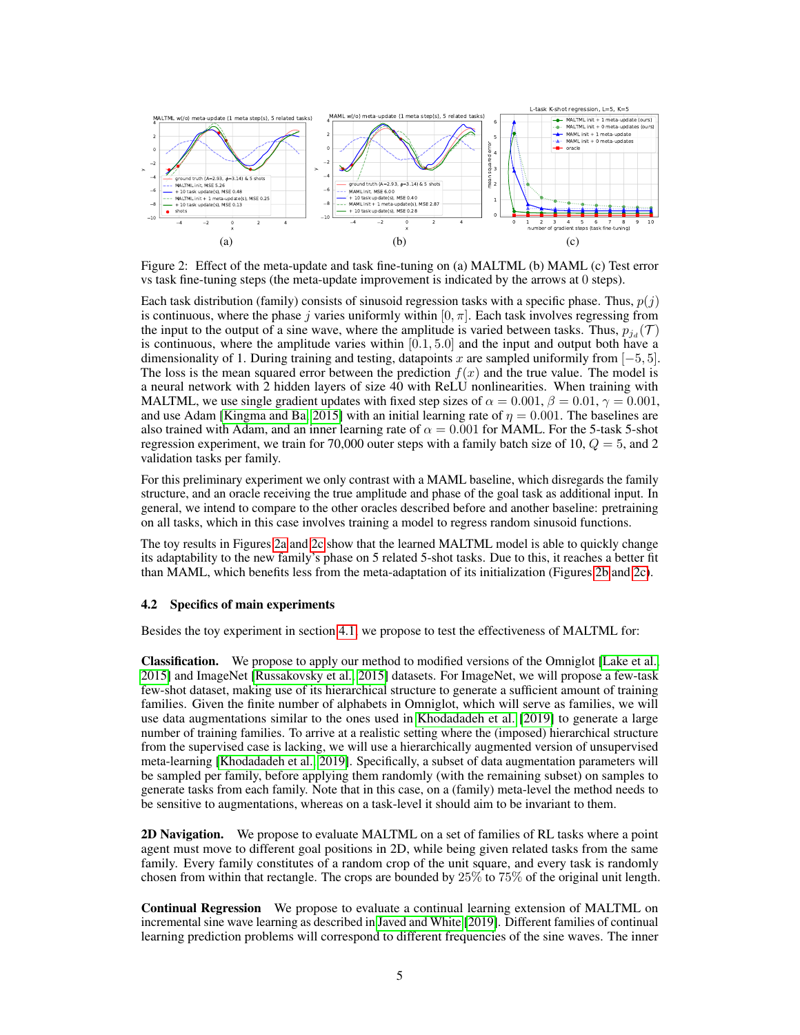Figure 2: Effect of the meta-update and task fine-tuning on (a) MALTML (b) MAML (c) Test error vs task fine-tuning steps (the meta-update improvement is indicated by the arrows at 0 steps).

Each task distribution (family) consists of sinusoid regression tasks with a specific phase. Thus, $p(j)$ is continuous, where the phase $j$ varies uniformly within $[0, \pi]$. Each task involves regressing from the input to the output of a sine wave, where the amplitude is varied between tasks. Thus, $p_{j_d}(\mathcal{T})$ is continuous, where the amplitude varies within $[0.1, 5.0]$ and the input and output both have a dimensionality of 1. During training and testing, datapoints $x$ are sampled uniformly from $[-5, 5]$. The loss is the mean squared error between the prediction $f(x)$ and the true value. The model is a neural network with 2 hidden layers of size 40 with ReLU nonlinearities. When training with MALTML, we use single gradient updates with fixed step sizes of $\alpha = 0.001$, $\beta = 0.01$, $\gamma = 0.001$, and use Adam [Kingma and Ba, 2015] with an initial learning rate of $\eta = 0.001$. The baselines are also trained with Adam, and an inner learning rate of $\alpha = 0.001$ for MAML. For the 5-task 5-shot regression experiment, we train for 70,000 outer steps with a family batch size of 10, $Q = 5$, and 2 validation tasks per family.

For this preliminary experiment we only contrast with a MAML baseline, which disregards the family structure, and an oracle receiving the true amplitude and phase of the goal task as additional input. In general, we intend to compare to the other oracles described before and another baseline: pretraining on all tasks, which in this case involves training a model to regress random sinusoid functions.

The toy results in Figures 2a and 2c show that the learned MALTML model is able to quickly change its adaptability to the new family's phase on 5 related 5-shot tasks. Due to this, it reaches a better fit than MAML, which benefits less from the meta-adaptation of its initialization (Figures 2b and 2c).

### 4.2 Specifics of main experiments

Besides the toy experiment in section 4.1, we propose to test the effectiveness of MALTML for:

**Classification.** We propose to apply our method to modified versions of the Omniglot [Lake et al., 2015] and ImageNet [Russakovsky et al., 2015] datasets. For ImageNet, we will propose a few-task few-shot dataset, making use of its hierarchical structure to generate a sufficient amount of training families. Given the finite number of alphabets in Omniglot, which will serve as families, we will use data augmentations similar to the ones used in Khodadadeh et al. [2019] to generate a large number of training families. To arrive at a realistic setting where the (imposed) hierarchical structure from the supervised case is lacking, we will use a hierarchically augmented version of unsupervised meta-learning [Khodadadeh et al., 2019]. Specifically, a subset of data augmentation parameters will be sampled per family, before applying them randomly (with the remaining subset) on samples to generate tasks from each family. Note that in this case, on a (family) meta-level the method needs to be sensitive to augmentations, whereas on a task-level it should aim to be invariant to them.

**2D Navigation.** We propose to evaluate MALTML on a set of families of RL tasks where a point agent must move to different goal positions in 2D, while being given related tasks from the same family. Every family constitutes of a random crop of the unit square, and every task is randomly chosen from within that rectangle. The crops are bounded by 25% to 75% of the original unit length.

**Continual Regression** We propose to evaluate a continual learning extension of MALTML on incremental sine wave learning as described in Javed and White [2019]. Different families of continual learning prediction problems will correspond to different frequencies of the sine waves. The inner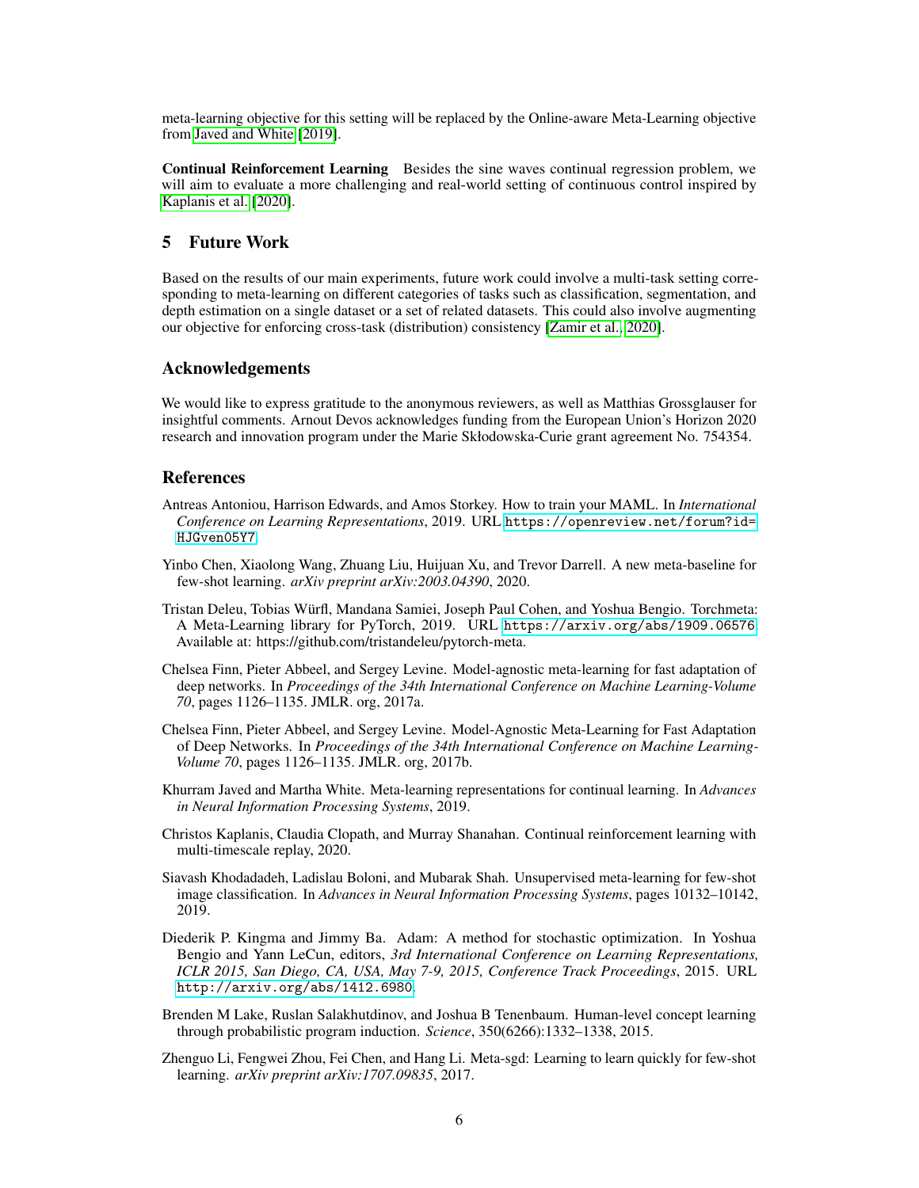meta-learning objective for this setting will be replaced by the Online-aware Meta-Learning objective from Javed and White [2019].

**Continual Reinforcement Learning** Besides the sine waves continual regression problem, we will aim to evaluate a more challenging and real-world setting of continuous control inspired by Kaplanis et al. [2020].

## 5 Future Work

Based on the results of our main experiments, future work could involve a multi-task setting corresponding to meta-learning on different categories of tasks such as classification, segmentation, and depth estimation on a single dataset or a set of related datasets. This could also involve augmenting our objective for enforcing cross-task (distribution) consistency [Zamir et al., 2020].

## Acknowledgements

We would like to express gratitude to the anonymous reviewers, as well as Matthias Grossglauser for insightful comments. Arnout Devos acknowledges funding from the European Union's Horizon 2020 research and innovation program under the Marie Skłodowska-Curie grant agreement No. 754354.

## References

Antreas Antoniou, Harrison Edwards, and Amos Storkey. How to train your MAML. In *International Conference on Learning Representations*, 2019. URL https://openreview.net/forum?id=HJGven05Y7.

Yinbo Chen, Xiaolong Wang, Zhuang Liu, Huijuan Xu, and Trevor Darrell. A new meta-baseline for few-shot learning. *arXiv preprint arXiv:2003.04390*, 2020.

Tristan Deleu, Tobias Würfl, Mandana Samiei, Joseph Paul Cohen, and Yoshua Bengio. Torchmeta: A Meta-Learning library for PyTorch, 2019. URL https://arxiv.org/abs/1909.06576. Available at: https://github.com/tristandeleu/pytorch-meta.

Chelsea Finn, Pieter Abbeel, and Sergey Levine. Model-agnostic meta-learning for fast adaptation of deep networks. In *Proceedings of the 34th International Conference on Machine Learning-Volume 70*, pages 1126–1135. JMLR. org, 2017a.

Chelsea Finn, Pieter Abbeel, and Sergey Levine. Model-Agnostic Meta-Learning for Fast Adaptation of Deep Networks. In *Proceedings of the 34th International Conference on Machine Learning-Volume 70*, pages 1126–1135. JMLR. org, 2017b.

Khurram Javed and Martha White. Meta-learning representations for continual learning. In *Advances in Neural Information Processing Systems*, 2019.

Christos Kaplanis, Claudia Clopath, and Murray Shanahan. Continual reinforcement learning with multi-timescale replay, 2020.

Siavash Khodadadeh, Ladislau Boloni, and Mubarak Shah. Unsupervised meta-learning for few-shot image classification. In *Advances in Neural Information Processing Systems*, pages 10132–10142, 2019.

Diederik P. Kingma and Jimmy Ba. Adam: A method for stochastic optimization. In Yoshua Bengio and Yann LeCun, editors, *3rd International Conference on Learning Representations, ICLR 2015, San Diego, CA, USA, May 7-9, 2015, Conference Track Proceedings*, 2015. URL http://arxiv.org/abs/1412.6980.

Brenden M Lake, Ruslan Salakhutdinov, and Joshua B Tenenbaum. Human-level concept learning through probabilistic program induction. *Science*, 350(6266):1332–1338, 2015.

Zhenguo Li, Fengwei Zhou, Fei Chen, and Hang Li. Meta-sgd: Learning to learn quickly for few-shot learning. *arXiv preprint arXiv:1707.09835*, 2017.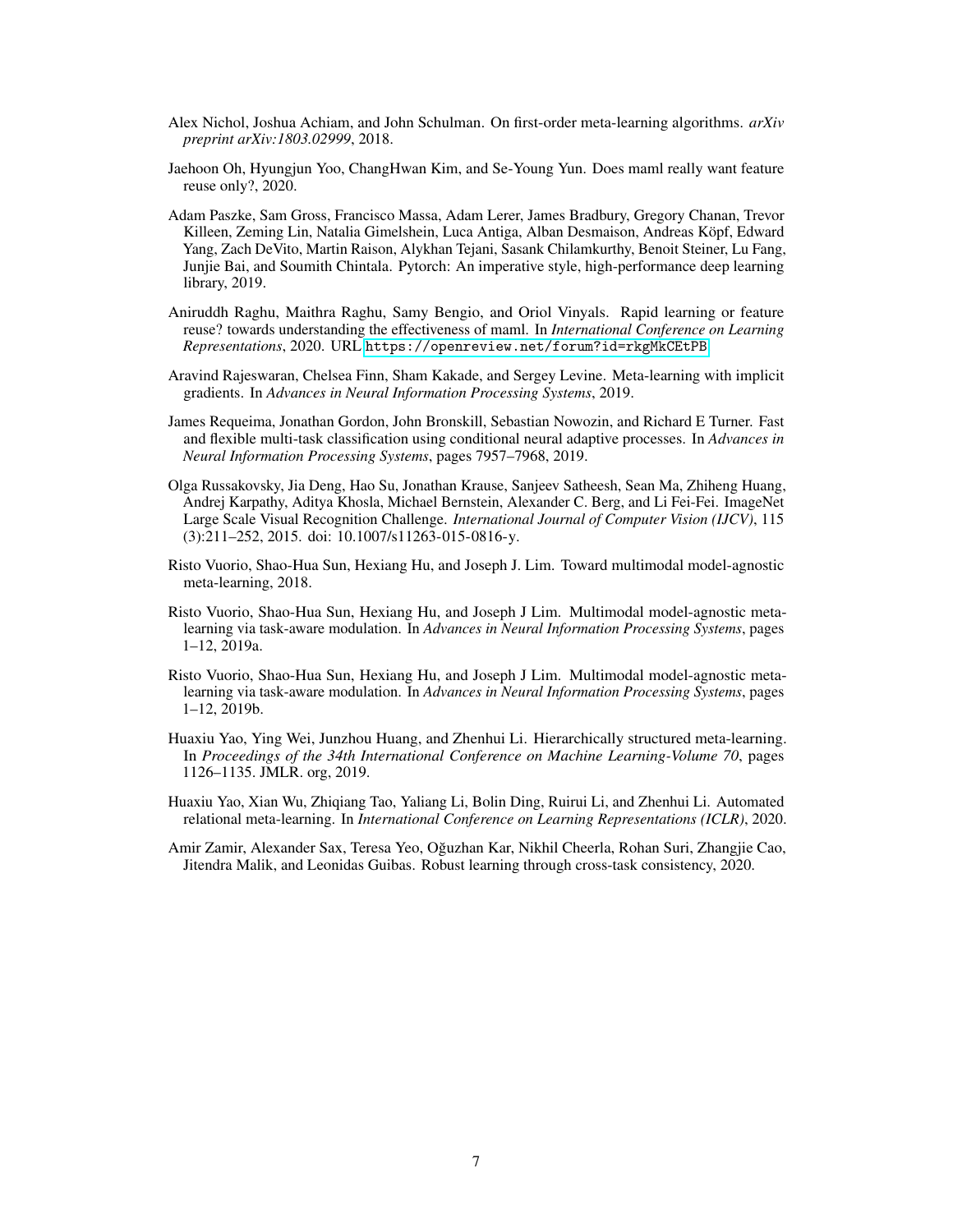Alex Nichol, Joshua Achiam, and John Schulman. On first-order meta-learning algorithms. *arXiv preprint arXiv:1803.02999*, 2018.

Jaehoon Oh, Hyungjun Yoo, ChangHwan Kim, and Se-Young Yun. Does maml really want feature reuse only?, 2020.

Adam Paszke, Sam Gross, Francisco Massa, Adam Lerer, James Bradbury, Gregory Chanan, Trevor Killeen, Zeming Lin, Natalia Gimelshein, Luca Antiga, Alban Desmaison, Andreas Köpf, Edward Yang, Zach DeVito, Martin Raison, Alykhan Tejani, Sasank Chilamkurthy, Benoit Steiner, Lu Fang, Junjie Bai, and Soumith Chintala. Pytorch: An imperative style, high-performance deep learning library, 2019.

Aniruddh Raghu, Maithra Raghu, Samy Bengio, and Oriol Vinyals. Rapid learning or feature reuse? towards understanding the effectiveness of maml. In *International Conference on Learning Representations*, 2020. URL https://openreview.net/forum?id=rkgMkCEtPB.

Aravind Rajeswaran, Chelsea Finn, Sham Kakade, and Sergey Levine. Meta-learning with implicit gradients. In *Advances in Neural Information Processing Systems*, 2019.

James Requeima, Jonathan Gordon, John Bronskill, Sebastian Nowozin, and Richard E Turner. Fast and flexible multi-task classification using conditional neural adaptive processes. In *Advances in Neural Information Processing Systems*, pages 7957–7968, 2019.

Olga Russakovsky, Jia Deng, Hao Su, Jonathan Krause, Sanjeev Satheesh, Sean Ma, Zhiheng Huang, Andrej Karpathy, Aditya Khosla, Michael Bernstein, Alexander C. Berg, and Li Fei-Fei. ImageNet Large Scale Visual Recognition Challenge. *International Journal of Computer Vision (IJCV)*, 115 (3):211–252, 2015. doi: 10.1007/s11263-015-0816-y.

Risto Vuorio, Shao-Hua Sun, Hexiang Hu, and Joseph J. Lim. Toward multimodal model-agnostic meta-learning, 2018.

Risto Vuorio, Shao-Hua Sun, Hexiang Hu, and Joseph J Lim. Multimodal model-agnostic meta-learning via task-aware modulation. In *Advances in Neural Information Processing Systems*, pages 1–12, 2019a.

Risto Vuorio, Shao-Hua Sun, Hexiang Hu, and Joseph J Lim. Multimodal model-agnostic meta-learning via task-aware modulation. In *Advances in Neural Information Processing Systems*, pages 1–12, 2019b.

Huaxiu Yao, Ying Wei, Junzhou Huang, and Zhenhui Li. Hierarchically structured meta-learning. In *Proceedings of the 34th International Conference on Machine Learning-Volume 70*, pages 1126–1135. JMLR. org, 2019.

Huaxiu Yao, Xian Wu, Zhiqiang Tao, Yaliang Li, Bolin Ding, Ruirui Li, and Zhenhui Li. Automated relational meta-learning. In *International Conference on Learning Representations (ICLR)*, 2020.

Amir Zamir, Alexander Sax, Teresa Yeo, Oğuzhan Kar, Nikhil Cheerla, Rohan Suri, Zhangjie Cao, Jitendra Malik, and Leonidas Guibas. Robust learning through cross-task consistency, 2020.